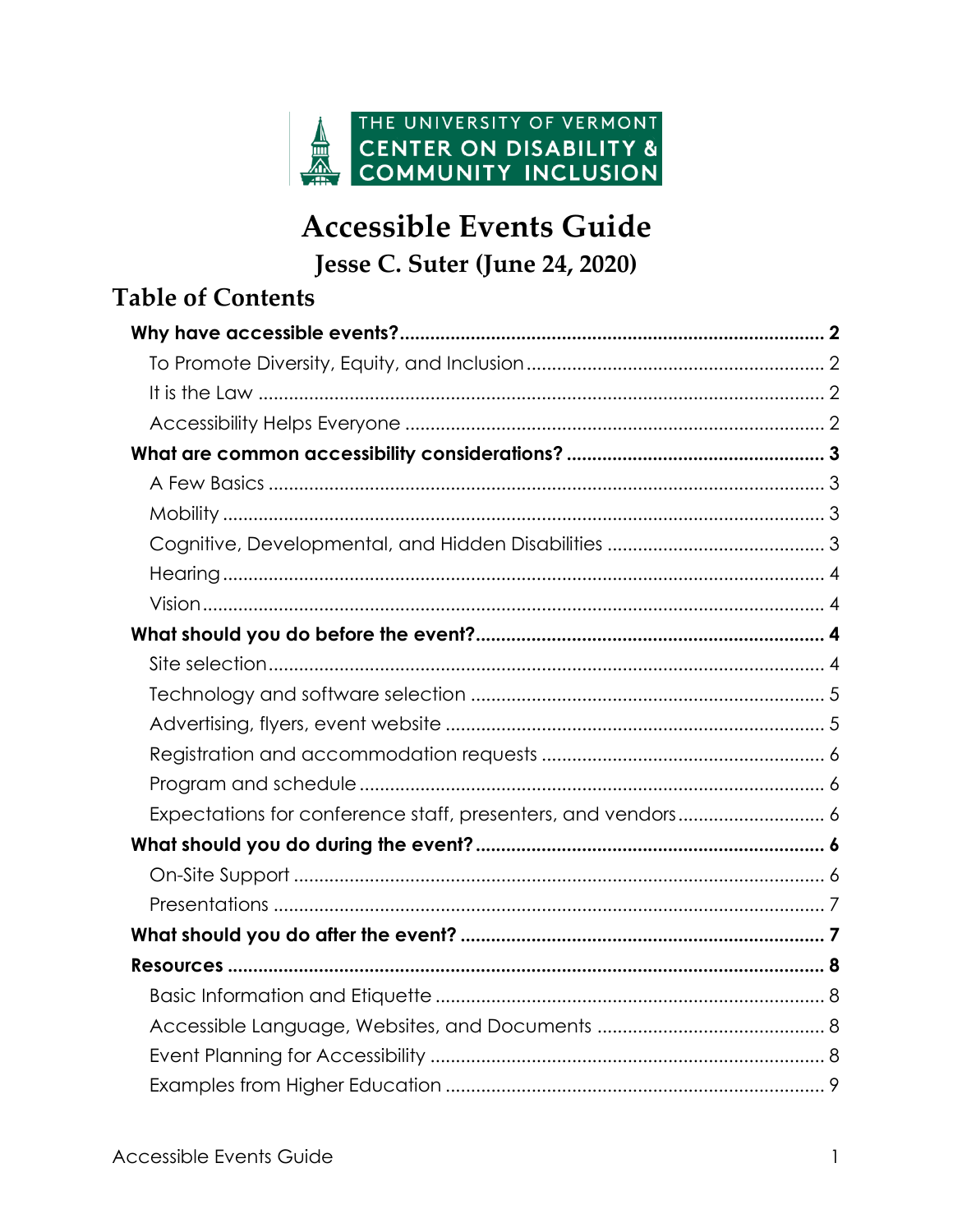THE UNIVERSITY OF VERMONT
CENTER ON DISABILITY & COMMUNITY INCLUSION

# Accessible Events Guide

**Jesse C. Suter (June 24, 2020)**

## Table of Contents

- **Why have accessible events? ..... 2**
  - To Promote Diversity, Equity, and Inclusion ..... 2
  - It is the Law ..... 2
  - Accessibility Helps Everyone ..... 2
- **What are common accessibility considerations? ..... 3**
  - A Few Basics ..... 3
  - Mobility ..... 3
  - Cognitive, Developmental, and Hidden Disabilities ..... 3
  - Hearing ..... 4
  - Vision ..... 4
- **What should you do before the event? ..... 4**
  - Site selection ..... 4
  - Technology and software selection ..... 5
  - Advertising, flyers, event website ..... 5
  - Registration and accommodation requests ..... 6
  - Program and schedule ..... 6
  - Expectations for conference staff, presenters, and vendors ..... 6
- **What should you do during the event? ..... 6**
  - On-Site Support ..... 6
  - Presentations ..... 7
- **What should you do after the event? ..... 7**
- **Resources ..... 8**
  - Basic Information and Etiquette ..... 8
  - Accessible Language, Websites, and Documents ..... 8
  - Event Planning for Accessibility ..... 8
  - Examples from Higher Education ..... 9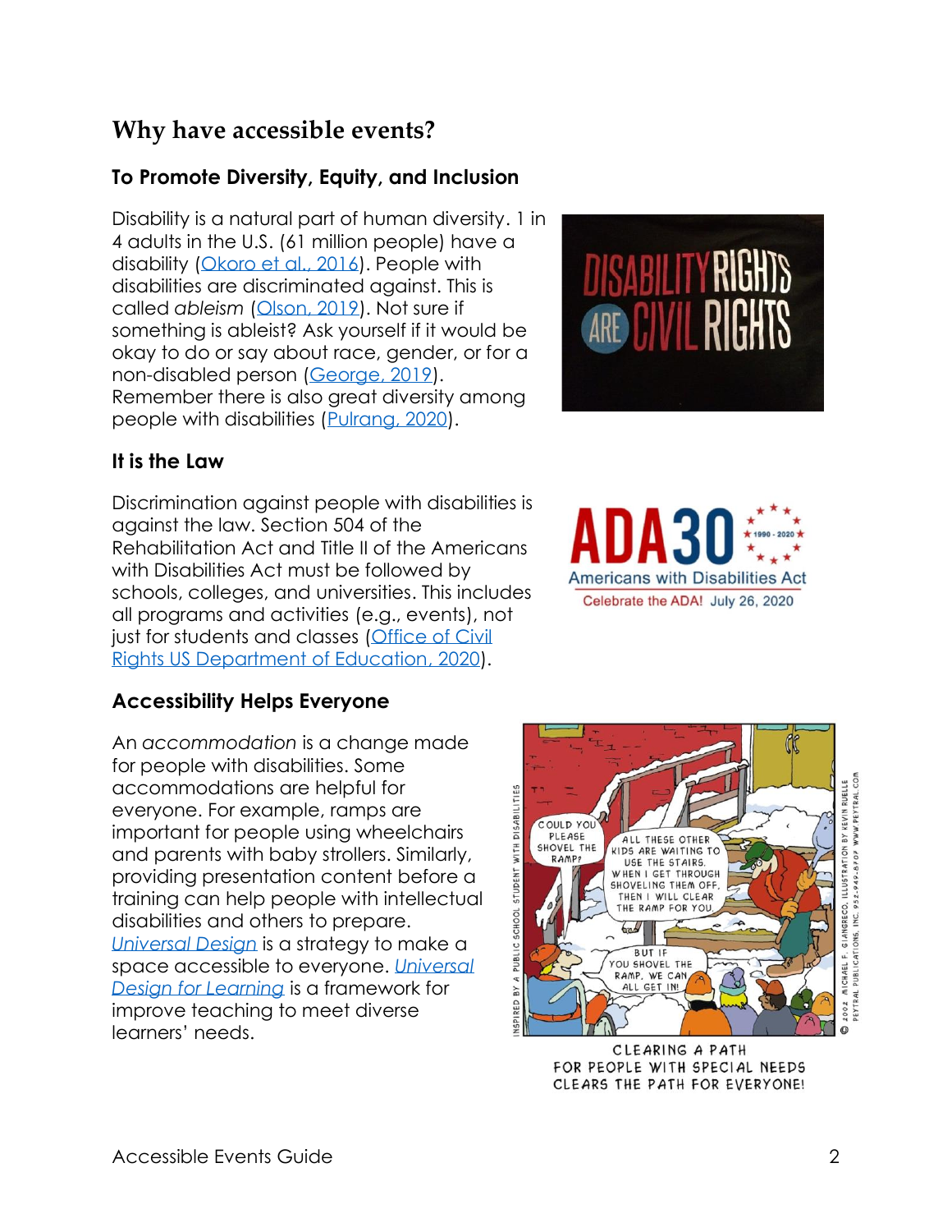## Why have accessible events?

### To Promote Diversity, Equity, and Inclusion

Disability is a natural part of human diversity. 1 in 4 adults in the U.S. (61 million people) have a disability (Okoro et al., 2016). People with disabilities are discriminated against. This is called *ableism* (Olson, 2019). Not sure if something is ableist? Ask yourself if it would be okay to do or say about race, gender, or for a non-disabled person (George, 2019). Remember there is also great diversity among people with disabilities (Pulrang, 2020).

### It is the Law

Discrimination against people with disabilities is against the law. Section 504 of the Rehabilitation Act and Title II of the Americans with Disabilities Act must be followed by schools, colleges, and universities. This includes all programs and activities (e.g., events), not just for students and classes (Office of Civil Rights US Department of Education, 2020).

### Accessibility Helps Everyone

An *accommodation* is a change made for people with disabilities. Some accommodations are helpful for everyone. For example, ramps are important for people using wheelchairs and parents with baby strollers. Similarly, providing presentation content before a training can help people with intellectual disabilities and others to prepare. *Universal Design* is a strategy to make a space accessible to everyone. *Universal Design for Learning* is a framework for improve teaching to meet diverse learners' needs.

CLEARING A PATH FOR PEOPLE WITH SPECIAL NEEDS CLEARS THE PATH FOR EVERYONE!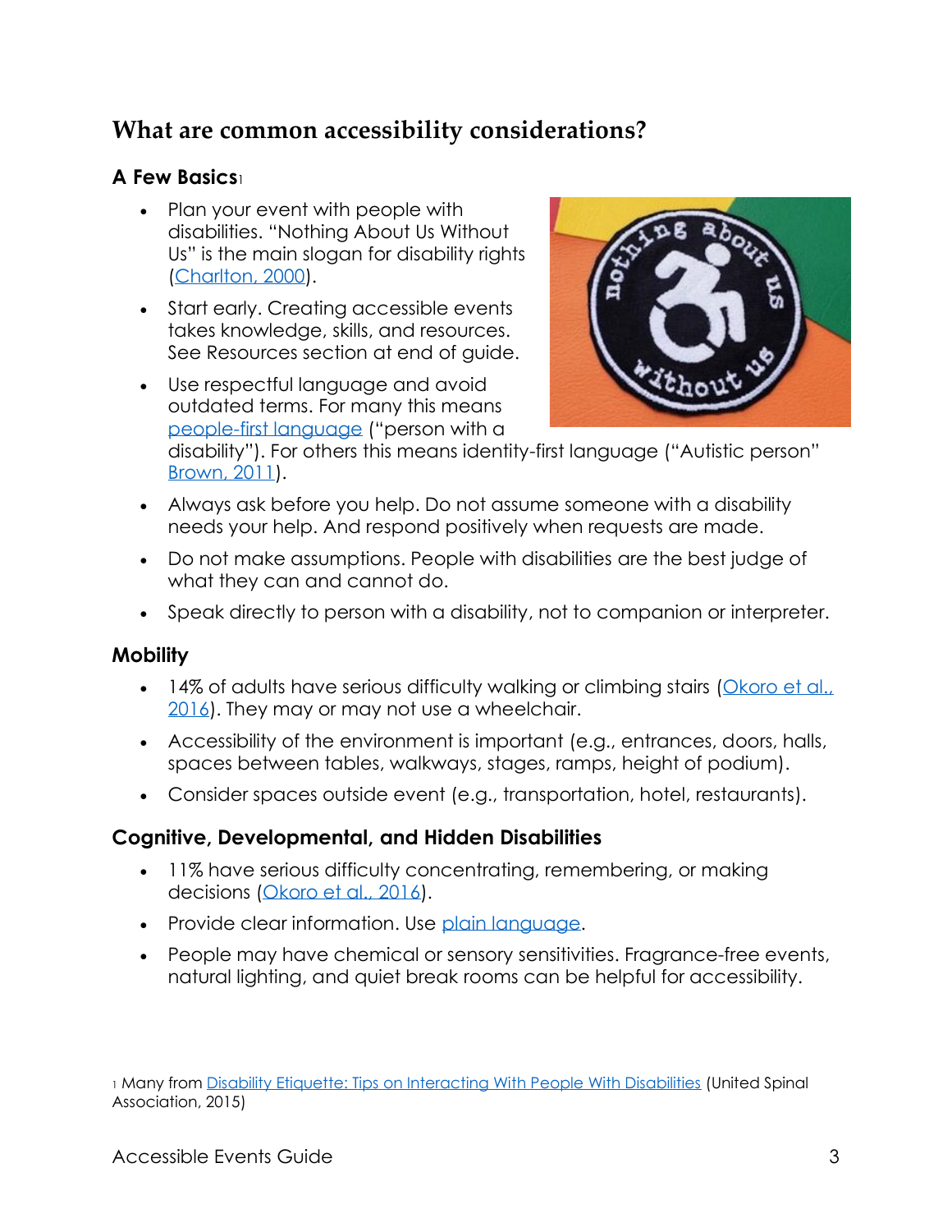## What are common accessibility considerations?

### A Few Basics[1]

- Plan your event with people with disabilities. "Nothing About Us Without Us" is the main slogan for disability rights (Charlton, 2000).
- Start early. Creating accessible events takes knowledge, skills, and resources. See Resources section at end of guide.
- Use respectful language and avoid outdated terms. For many this means people-first language ("person with a disability"). For others this means identity-first language ("Autistic person" Brown, 2011).
- Always ask before you help. Do not assume someone with a disability needs your help. And respond positively when requests are made.
- Do not make assumptions. People with disabilities are the best judge of what they can and cannot do.
- Speak directly to person with a disability, not to companion or interpreter.

### Mobility

- 14% of adults have serious difficulty walking or climbing stairs (Okoro et al., 2016). They may or may not use a wheelchair.
- Accessibility of the environment is important (e.g., entrances, doors, halls, spaces between tables, walkways, stages, ramps, height of podium).
- Consider spaces outside event (e.g., transportation, hotel, restaurants).

### Cognitive, Developmental, and Hidden Disabilities

- 11% have serious difficulty concentrating, remembering, or making decisions (Okoro et al., 2016).
- Provide clear information. Use plain language.
- People may have chemical or sensory sensitivities. Fragrance-free events, natural lighting, and quiet break rooms can be helpful for accessibility.

[1] Many from Disability Etiquette: Tips on Interacting With People With Disabilities (United Spinal Association, 2015)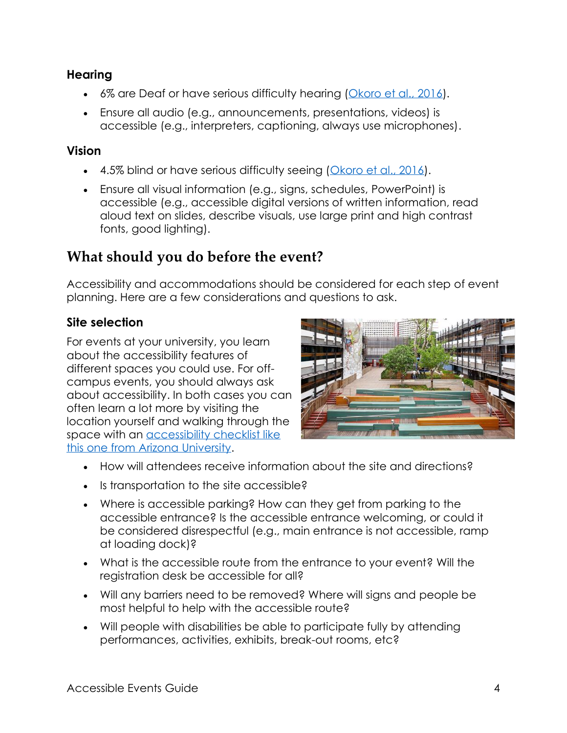### Hearing

- 6% are Deaf or have serious difficulty hearing ([Okoro et al., 2016](#)).
- Ensure all audio (e.g., announcements, presentations, videos) is accessible (e.g., interpreters, captioning, always use microphones).

### Vision

- 4.5% blind or have serious difficulty seeing ([Okoro et al., 2016](#)).
- Ensure all visual information (e.g., signs, schedules, PowerPoint) is accessible (e.g., accessible digital versions of written information, read aloud text on slides, describe visuals, use large print and high contrast fonts, good lighting).

## What should you do before the event?

Accessibility and accommodations should be considered for each step of event planning. Here are a few considerations and questions to ask.

### Site selection

For events at your university, you learn about the accessibility features of different spaces you could use. For off-campus events, you should always ask about accessibility. In both cases you can often learn a lot more by visiting the location yourself and walking through the space with an [accessibility checklist like this one from Arizona University](#).

- How will attendees receive information about the site and directions?
- Is transportation to the site accessible?
- Where is accessible parking? How can they get from parking to the accessible entrance? Is the accessible entrance welcoming, or could it be considered disrespectful (e.g., main entrance is not accessible, ramp at loading dock)?
- What is the accessible route from the entrance to your event? Will the registration desk be accessible for all?
- Will any barriers need to be removed? Where will signs and people be most helpful to help with the accessible route?
- Will people with disabilities be able to participate fully by attending performances, activities, exhibits, break-out rooms, etc?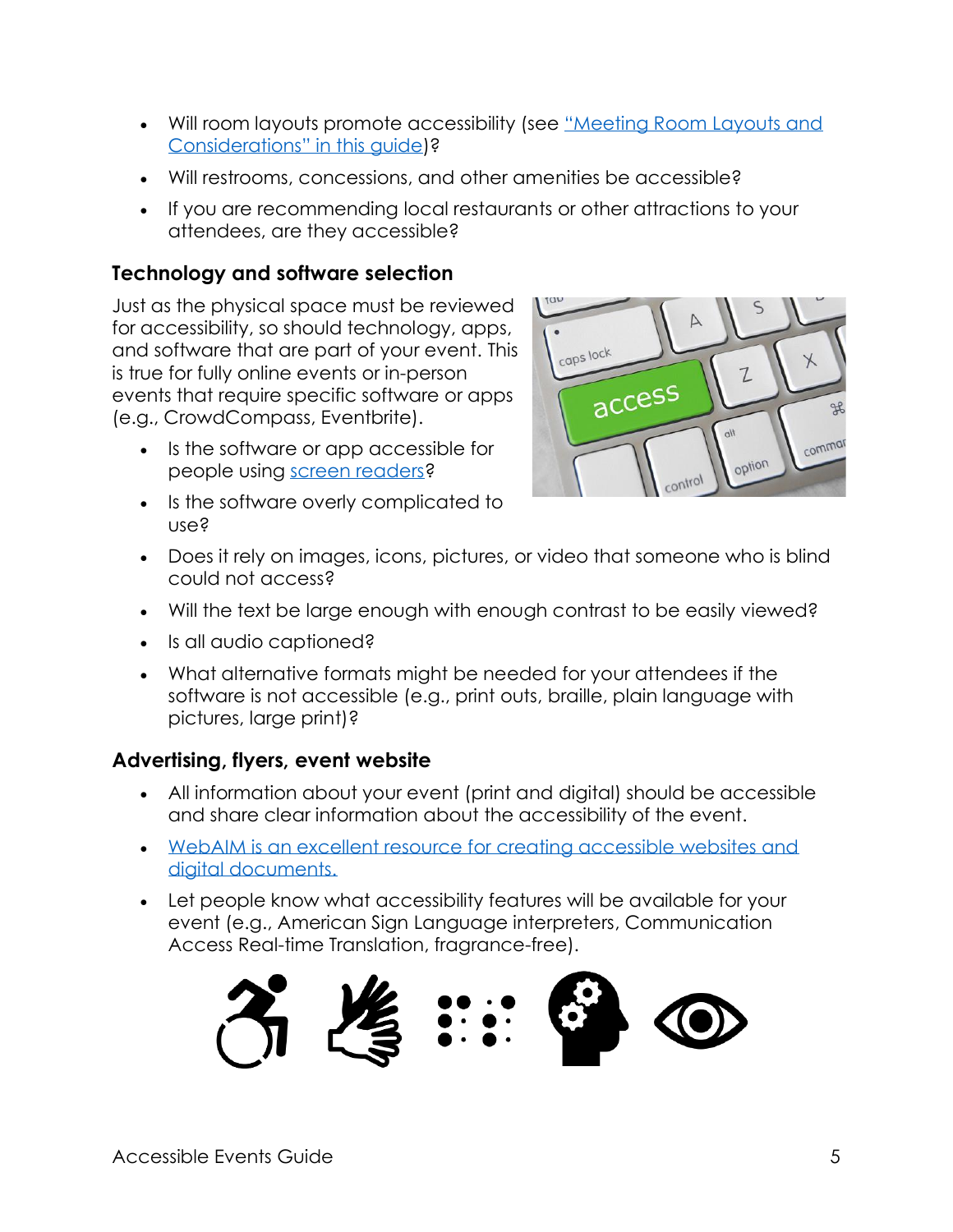- Will room layouts promote accessibility (see [“Meeting Room Layouts and Considerations” in this guide]())?
- Will restrooms, concessions, and other amenities be accessible?
- If you are recommending local restaurants or other attractions to your attendees, are they accessible?

### Technology and software selection

Just as the physical space must be reviewed for accessibility, so should technology, apps, and software that are part of your event. This is true for fully online events or in-person events that require specific software or apps (e.g., CrowdCompass, Eventbrite).

- Is the software or app accessible for people using [screen readers]()?
- Is the software overly complicated to use?
- Does it rely on images, icons, pictures, or video that someone who is blind could not access?
- Will the text be large enough with enough contrast to be easily viewed?
- Is all audio captioned?
- What alternative formats might be needed for your attendees if the software is not accessible (e.g., print outs, braille, plain language with pictures, large print)?

### Advertising, flyers, event website

- All information about your event (print and digital) should be accessible and share clear information about the accessibility of the event.
- [WebAIM is an excellent resource for creating accessible websites and digital documents.]()
- Let people know what accessibility features will be available for your event (e.g., American Sign Language interpreters, Communication Access Real-time Translation, fragrance-free).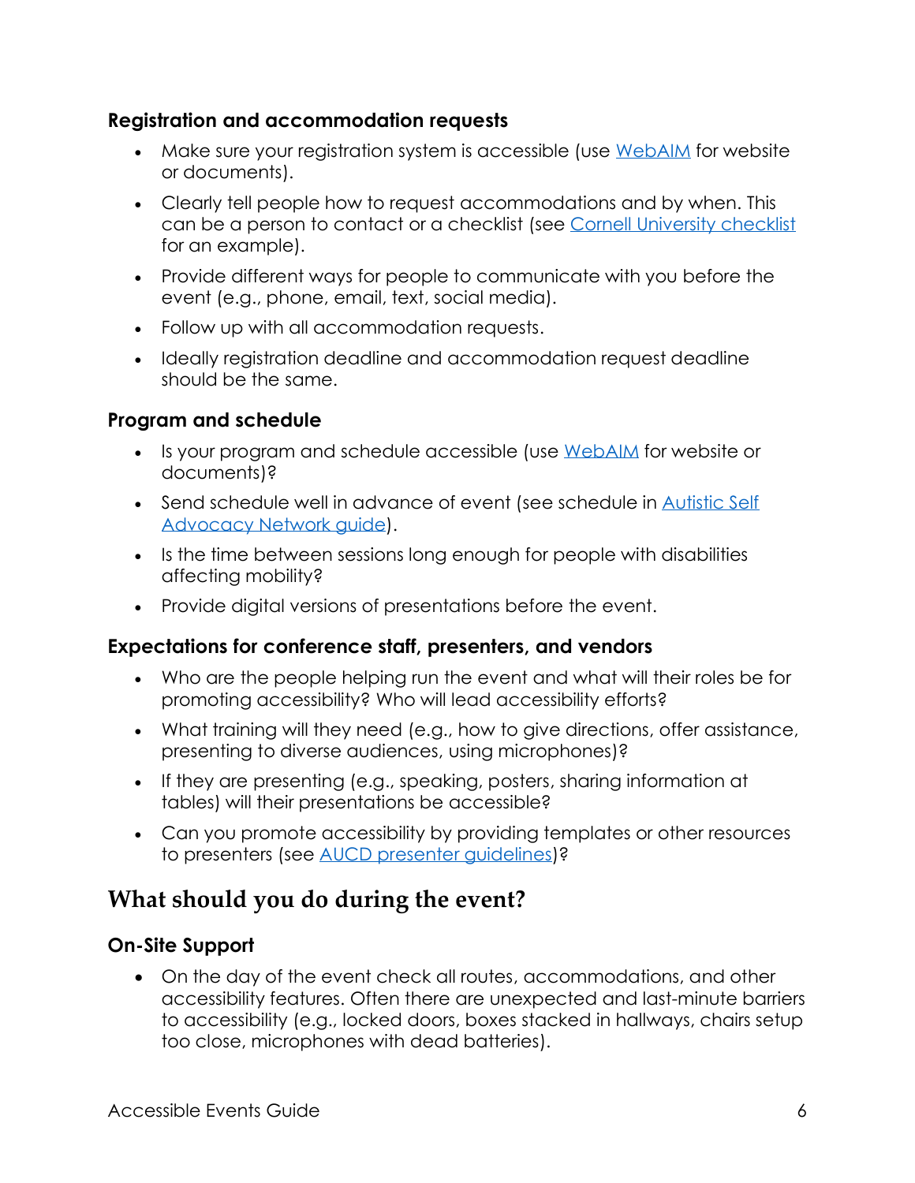### Registration and accommodation requests

- Make sure your registration system is accessible (use WebAIM for website or documents).
- Clearly tell people how to request accommodations and by when. This can be a person to contact or a checklist (see Cornell University checklist for an example).
- Provide different ways for people to communicate with you before the event (e.g., phone, email, text, social media).
- Follow up with all accommodation requests.
- Ideally registration deadline and accommodation request deadline should be the same.

### Program and schedule

- Is your program and schedule accessible (use WebAIM for website or documents)?
- Send schedule well in advance of event (see schedule in Autistic Self Advocacy Network guide).
- Is the time between sessions long enough for people with disabilities affecting mobility?
- Provide digital versions of presentations before the event.

### Expectations for conference staff, presenters, and vendors

- Who are the people helping run the event and what will their roles be for promoting accessibility? Who will lead accessibility efforts?
- What training will they need (e.g., how to give directions, offer assistance, presenting to diverse audiences, using microphones)?
- If they are presenting (e.g., speaking, posters, sharing information at tables) will their presentations be accessible?
- Can you promote accessibility by providing templates or other resources to presenters (see AUCD presenter guidelines)?

## What should you do during the event?

### On-Site Support

- On the day of the event check all routes, accommodations, and other accessibility features. Often there are unexpected and last-minute barriers to accessibility (e.g., locked doors, boxes stacked in hallways, chairs setup too close, microphones with dead batteries).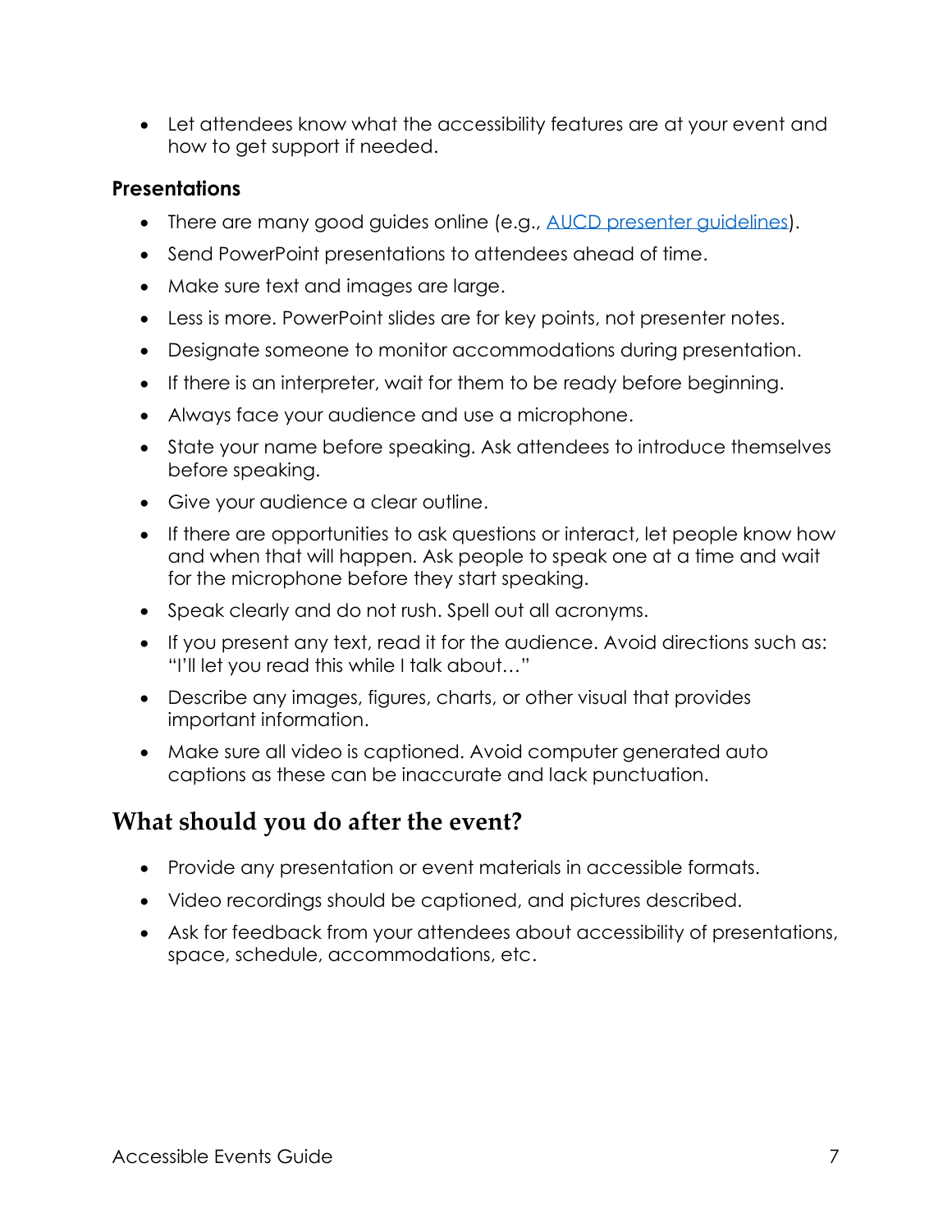- Let attendees know what the accessibility features are at your event and how to get support if needed.

**Presentations**

- There are many good guides online (e.g., [AUCD presenter guidelines](#)).
- Send PowerPoint presentations to attendees ahead of time.
- Make sure text and images are large.
- Less is more. PowerPoint slides are for key points, not presenter notes.
- Designate someone to monitor accommodations during presentation.
- If there is an interpreter, wait for them to be ready before beginning.
- Always face your audience and use a microphone.
- State your name before speaking. Ask attendees to introduce themselves before speaking.
- Give your audience a clear outline.
- If there are opportunities to ask questions or interact, let people know how and when that will happen. Ask people to speak one at a time and wait for the microphone before they start speaking.
- Speak clearly and do not rush. Spell out all acronyms.
- If you present any text, read it for the audience. Avoid directions such as: "I'll let you read this while I talk about…"
- Describe any images, figures, charts, or other visual that provides important information.
- Make sure all video is captioned. Avoid computer generated auto captions as these can be inaccurate and lack punctuation.

## What should you do after the event?

- Provide any presentation or event materials in accessible formats.
- Video recordings should be captioned, and pictures described.
- Ask for feedback from your attendees about accessibility of presentations, space, schedule, accommodations, etc.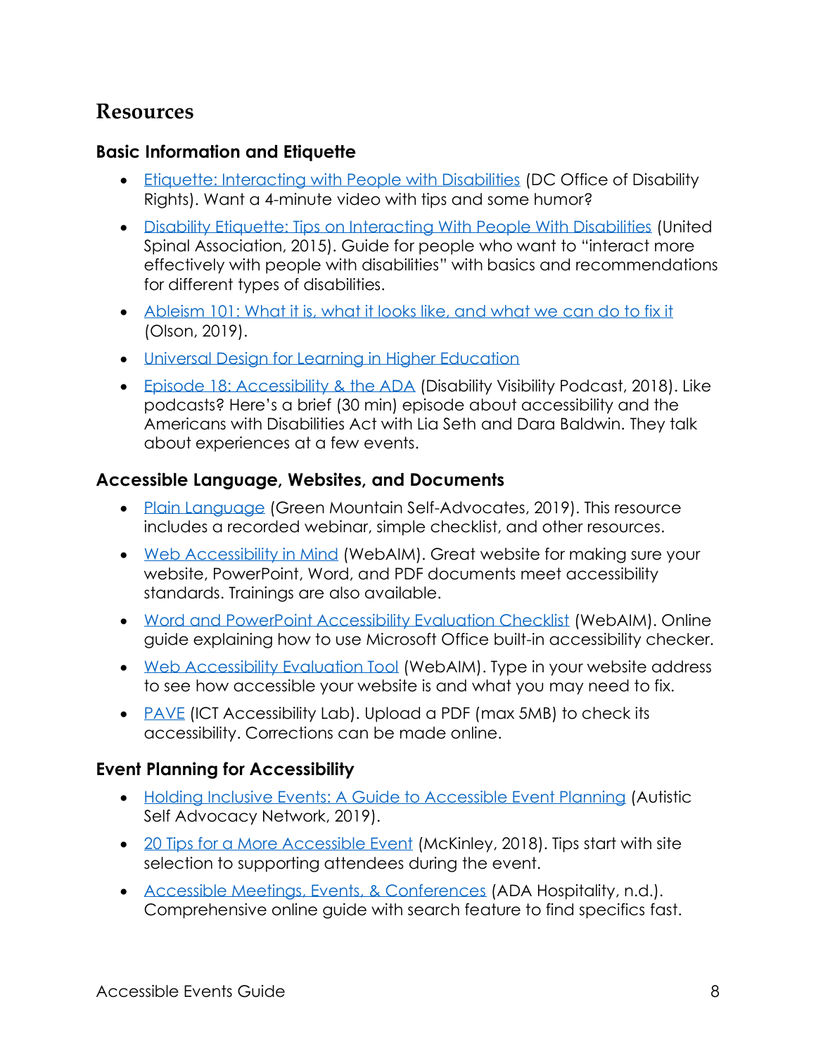## Resources

### Basic Information and Etiquette

- Etiquette: Interacting with People with Disabilities (DC Office of Disability Rights). Want a 4-minute video with tips and some humor?
- Disability Etiquette: Tips on Interacting With People With Disabilities (United Spinal Association, 2015). Guide for people who want to "interact more effectively with people with disabilities" with basics and recommendations for different types of disabilities.
- Ableism 101: What it is, what it looks like, and what we can do to fix it (Olson, 2019).
- Universal Design for Learning in Higher Education
- Episode 18: Accessibility & the ADA (Disability Visibility Podcast, 2018). Like podcasts? Here's a brief (30 min) episode about accessibility and the Americans with Disabilities Act with Lia Seth and Dara Baldwin. They talk about experiences at a few events.

### Accessible Language, Websites, and Documents

- Plain Language (Green Mountain Self-Advocates, 2019). This resource includes a recorded webinar, simple checklist, and other resources.
- Web Accessibility in Mind (WebAIM). Great website for making sure your website, PowerPoint, Word, and PDF documents meet accessibility standards. Trainings are also available.
- Word and PowerPoint Accessibility Evaluation Checklist (WebAIM). Online guide explaining how to use Microsoft Office built-in accessibility checker.
- Web Accessibility Evaluation Tool (WebAIM). Type in your website address to see how accessible your website is and what you may need to fix.
- PAVE (ICT Accessibility Lab). Upload a PDF (max 5MB) to check its accessibility. Corrections can be made online.

### Event Planning for Accessibility

- Holding Inclusive Events: A Guide to Accessible Event Planning (Autistic Self Advocacy Network, 2019).
- 20 Tips for a More Accessible Event (McKinley, 2018). Tips start with site selection to supporting attendees during the event.
- Accessible Meetings, Events, & Conferences (ADA Hospitality, n.d.). Comprehensive online guide with search feature to find specifics fast.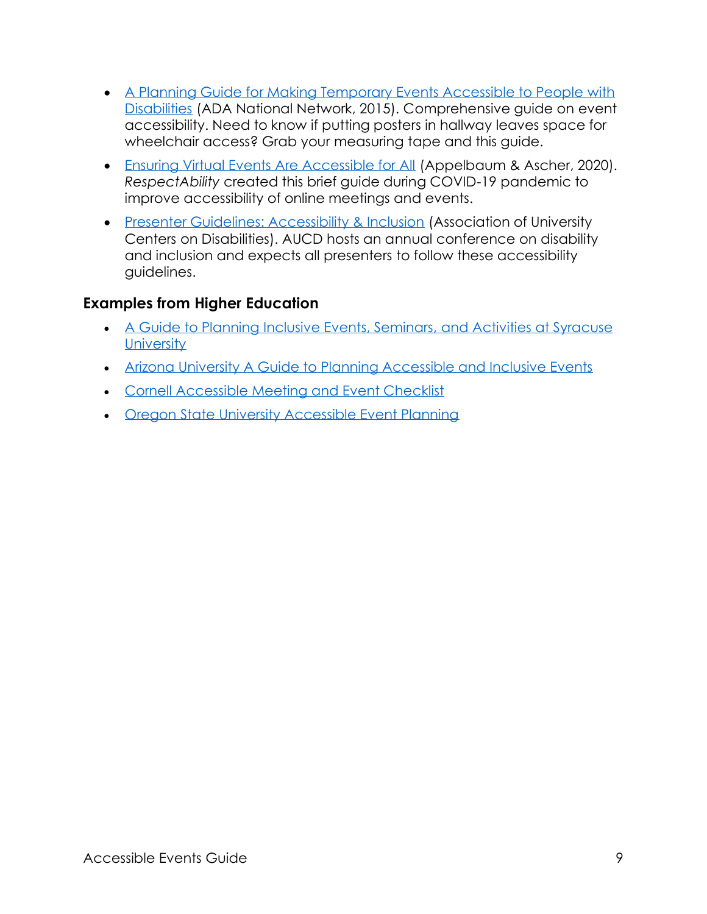- A Planning Guide for Making Temporary Events Accessible to People with Disabilities (ADA National Network, 2015). Comprehensive guide on event accessibility. Need to know if putting posters in hallway leaves space for wheelchair access? Grab your measuring tape and this guide.
- Ensuring Virtual Events Are Accessible for All (Appelbaum & Ascher, 2020). *RespectAbility* created this brief guide during COVID-19 pandemic to improve accessibility of online meetings and events.
- Presenter Guidelines: Accessibility & Inclusion (Association of University Centers on Disabilities). AUCD hosts an annual conference on disability and inclusion and expects all presenters to follow these accessibility guidelines.

### Examples from Higher Education

- A Guide to Planning Inclusive Events, Seminars, and Activities at Syracuse University
- Arizona University A Guide to Planning Accessible and Inclusive Events
- Cornell Accessible Meeting and Event Checklist
- Oregon State University Accessible Event Planning